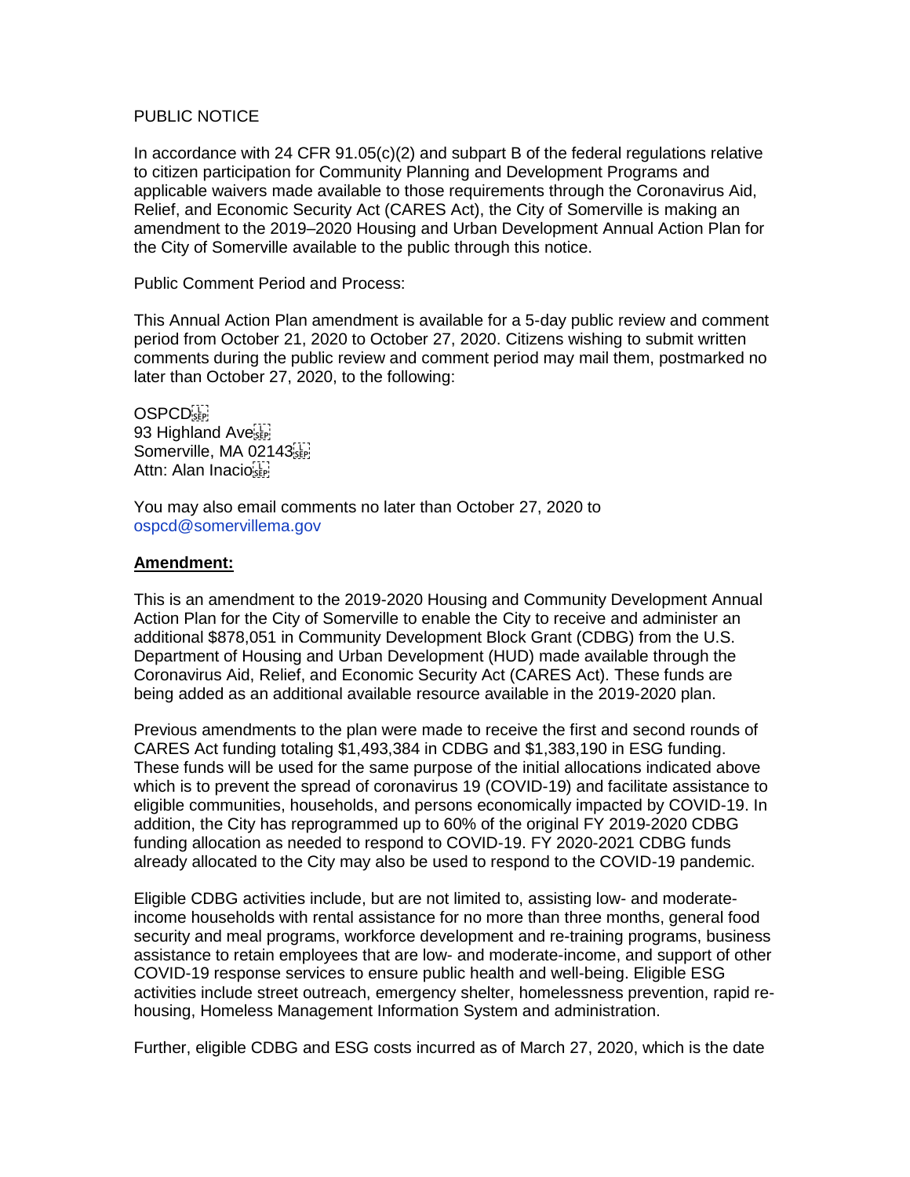PUBLIC NOTICE

In accordance with 24 CFR 91.05(c)(2) and subpart B of the federal regulations relative to citizen participation for Community Planning and Development Programs and applicable waivers made available to those requirements through the Coronavirus Aid, Relief, and Economic Security Act (CARES Act), the City of Somerville is making an amendment to the 2019–2020 Housing and Urban Development Annual Action Plan for the City of Somerville available to the public through this notice.

Public Comment Period and Process:

This Annual Action Plan amendment is available for a 5-day public review and comment period from October 21, 2020 to October 27, 2020. Citizens wishing to submit written comments during the public review and comment period may mail them, postmarked no later than October 27, 2020, to the following:

OSPCD
93 Highland Ave
Somerville, MA 02143
Attn: Alan Inacio

You may also email comments no later than October 27, 2020 to ospcd@somervillema.gov

**Amendment:**

This is an amendment to the 2019-2020 Housing and Community Development Annual Action Plan for the City of Somerville to enable the City to receive and administer an additional $878,051 in Community Development Block Grant (CDBG) from the U.S. Department of Housing and Urban Development (HUD) made available through the Coronavirus Aid, Relief, and Economic Security Act (CARES Act). These funds are being added as an additional available resource available in the 2019-2020 plan.

Previous amendments to the plan were made to receive the first and second rounds of CARES Act funding totaling $1,493,384 in CDBG and $1,383,190 in ESG funding. These funds will be used for the same purpose of the initial allocations indicated above which is to prevent the spread of coronavirus 19 (COVID-19) and facilitate assistance to eligible communities, households, and persons economically impacted by COVID-19. In addition, the City has reprogrammed up to 60% of the original FY 2019-2020 CDBG funding allocation as needed to respond to COVID-19. FY 2020-2021 CDBG funds already allocated to the City may also be used to respond to the COVID-19 pandemic.

Eligible CDBG activities include, but are not limited to, assisting low- and moderate-income households with rental assistance for no more than three months, general food security and meal programs, workforce development and re-training programs, business assistance to retain employees that are low- and moderate-income, and support of other COVID-19 response services to ensure public health and well-being. Eligible ESG activities include street outreach, emergency shelter, homelessness prevention, rapid re-housing, Homeless Management Information System and administration.

Further, eligible CDBG and ESG costs incurred as of March 27, 2020, which is the date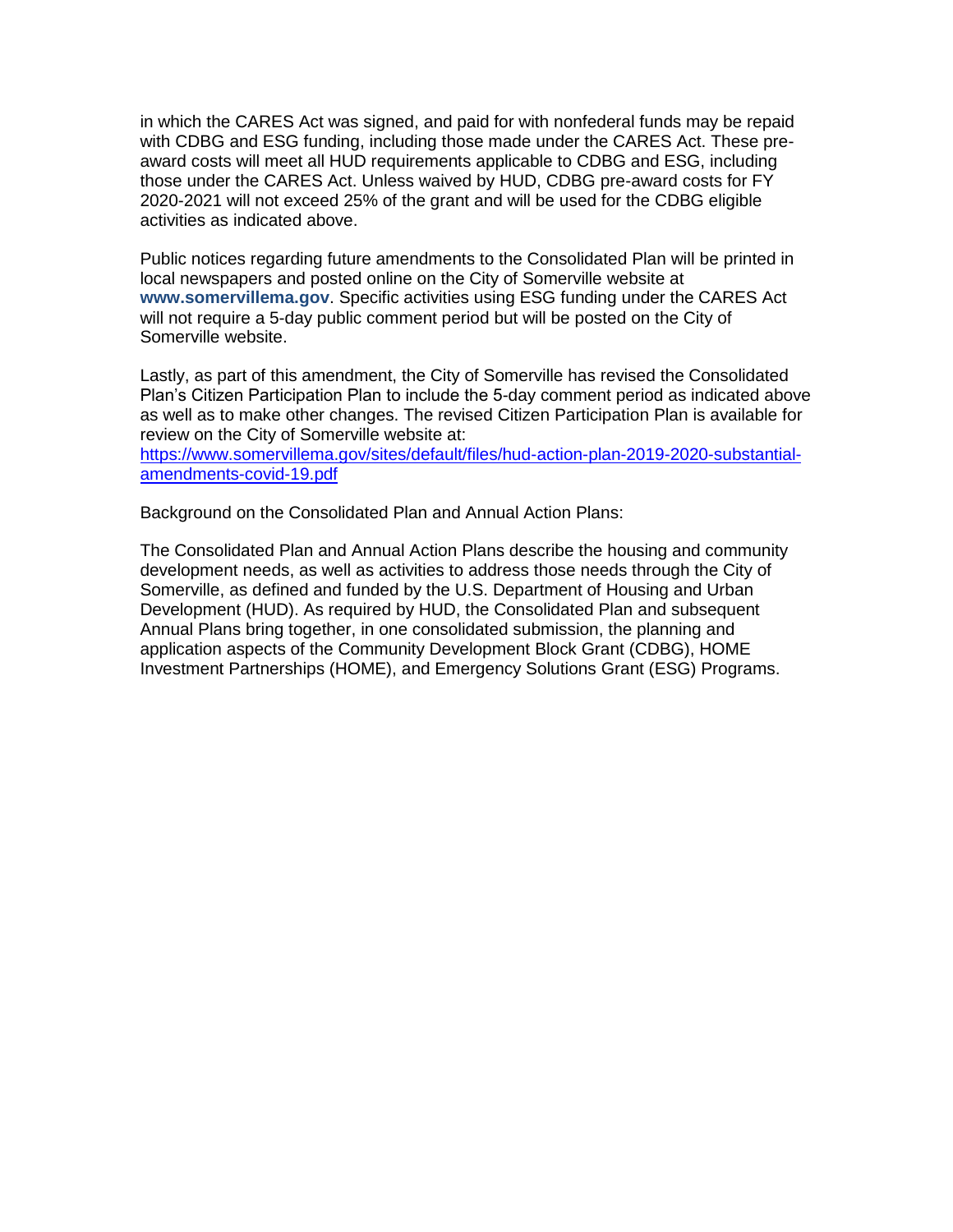in which the CARES Act was signed, and paid for with nonfederal funds may be repaid with CDBG and ESG funding, including those made under the CARES Act. These pre-award costs will meet all HUD requirements applicable to CDBG and ESG, including those under the CARES Act. Unless waived by HUD, CDBG pre-award costs for FY 2020-2021 will not exceed 25% of the grant and will be used for the CDBG eligible activities as indicated above.

Public notices regarding future amendments to the Consolidated Plan will be printed in local newspapers and posted online on the City of Somerville website at **www.somervillema.gov**. Specific activities using ESG funding under the CARES Act will not require a 5-day public comment period but will be posted on the City of Somerville website.

Lastly, as part of this amendment, the City of Somerville has revised the Consolidated Plan's Citizen Participation Plan to include the 5-day comment period as indicated above as well as to make other changes. The revised Citizen Participation Plan is available for review on the City of Somerville website at:
https://www.somervillema.gov/sites/default/files/hud-action-plan-2019-2020-substantial-amendments-covid-19.pdf

Background on the Consolidated Plan and Annual Action Plans:

The Consolidated Plan and Annual Action Plans describe the housing and community development needs, as well as activities to address those needs through the City of Somerville, as defined and funded by the U.S. Department of Housing and Urban Development (HUD). As required by HUD, the Consolidated Plan and subsequent Annual Plans bring together, in one consolidated submission, the planning and application aspects of the Community Development Block Grant (CDBG), HOME Investment Partnerships (HOME), and Emergency Solutions Grant (ESG) Programs.